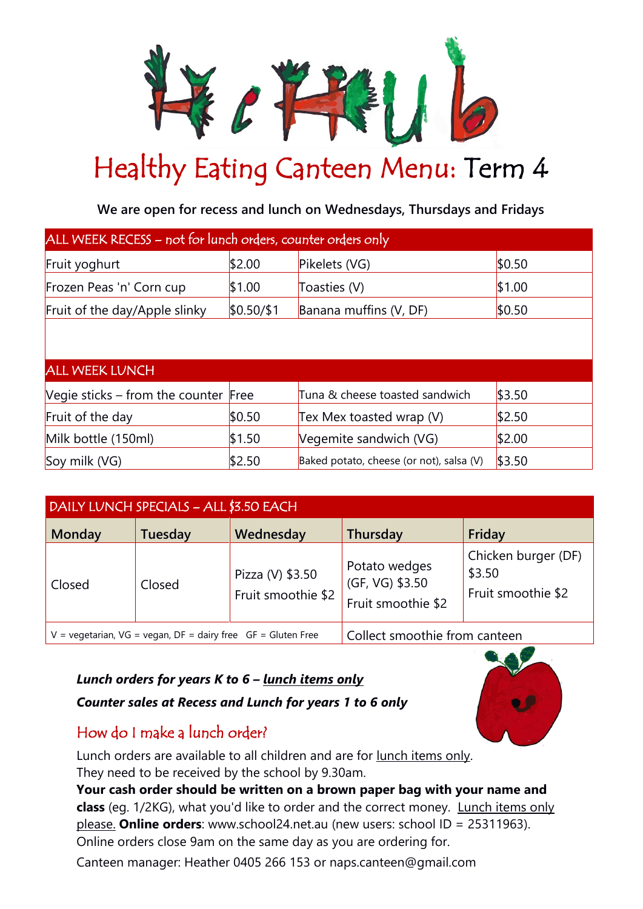# The Hub

# Healthy Eating Canteen Menu: Term 4

**We are open for recess and lunch on Wednesdays, Thursdays and Fridays**

| ALL WEEK RECESS – not for lunch orders, counter orders only | | | |
|---|---|---|---|
| Fruit yoghurt | $2.00 | Pikelets (VG) | $0.50 |
| Frozen Peas 'n' Corn cup | $1.00 | Toasties (V) | $1.00 |
| Fruit of the day/Apple slinky | $0.50/$1 | Banana muffins (V, DF) | $0.50 |

| ALL WEEK LUNCH | | | |
|---|---|---|---|
| Vegie sticks – from the counter | Free | Tuna & cheese toasted sandwich | $3.50 |
| Fruit of the day | $0.50 | Tex Mex toasted wrap (V) | $2.50 |
| Milk bottle (150ml) | $1.50 | Vegemite sandwich (VG) | $2.00 |
| Soy milk (VG) | $2.50 | Baked potato, cheese (or not), salsa (V) | $3.50 |

| DAILY LUNCH SPECIALS – ALL $3.50 EACH | | | | |
|---|---|---|---|---|
| **Monday** | **Tuesday** | **Wednesday** | **Thursday** | **Friday** |
| Closed | Closed | Pizza (V) $3.50<br>Fruit smoothie $2 | Potato wedges (GF, VG) $3.50<br>Fruit smoothie $2 | Chicken burger (DF) $3.50<br>Fruit smoothie $2 |
| V = vegetarian, VG = vegan, DF = dairy free GF = Gluten Free | | | Collect smoothie from canteen | |

***Lunch orders for years K to 6 – lunch items only***

***Counter sales at Recess and Lunch for years 1 to 6 only***

## How do I make a lunch order?

Lunch orders are available to all children and are for lunch items only.
They need to be received by the school by 9.30am.
**Your cash order should be written on a brown paper bag with your name and class** (eg. 1/2KG), what you'd like to order and the correct money. Lunch items only please. **Online orders**: www.school24.net.au (new users: school ID = 25311963).
Online orders close 9am on the same day as you are ordering for.

Canteen manager: Heather 0405 266 153 or naps.canteen@gmail.com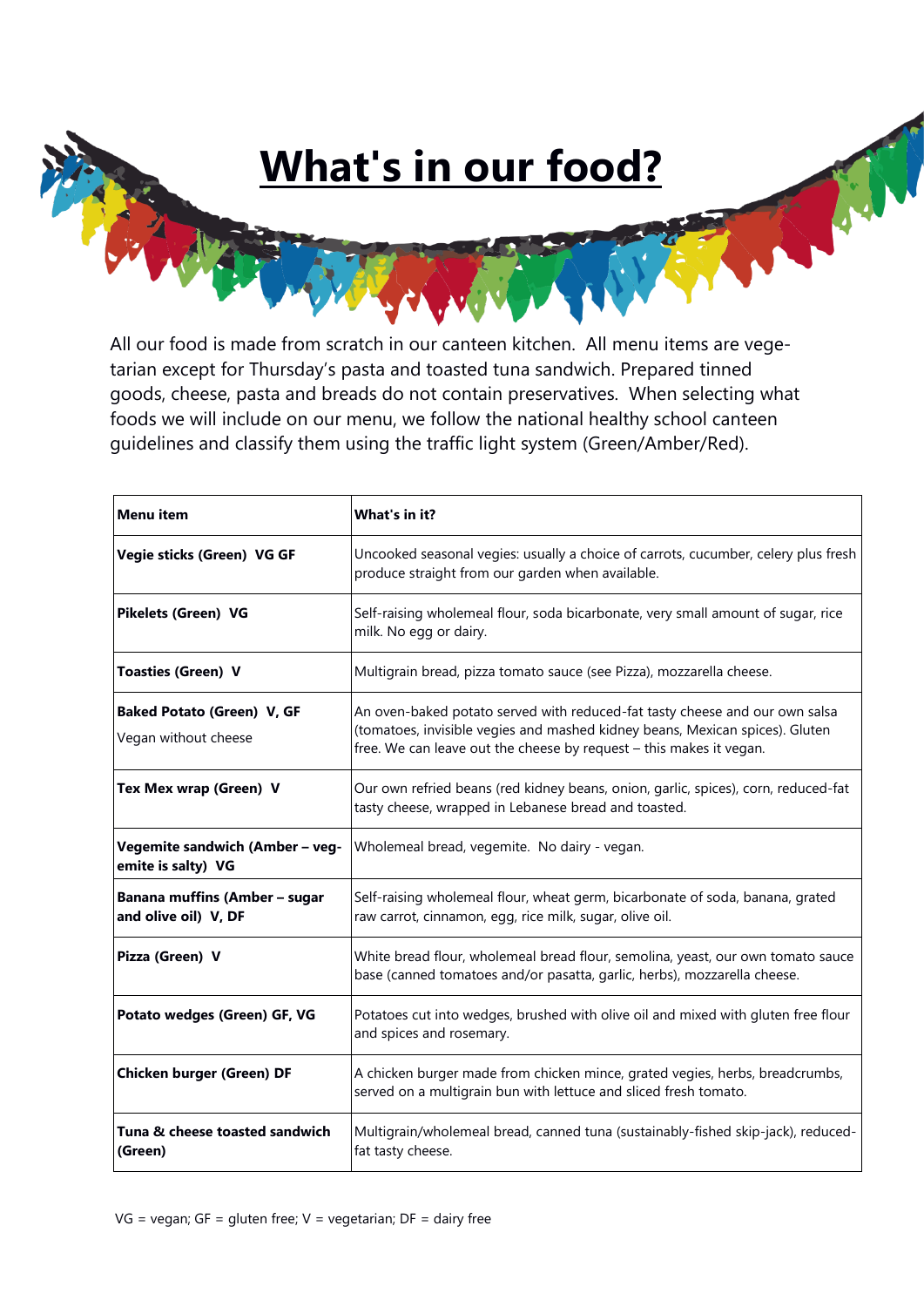# What's in our food?

All our food is made from scratch in our canteen kitchen. All menu items are vegetarian except for Thursday's pasta and toasted tuna sandwich. Prepared tinned goods, cheese, pasta and breads do not contain preservatives. When selecting what foods we will include on our menu, we follow the national healthy school canteen guidelines and classify them using the traffic light system (Green/Amber/Red).

| **Menu item** | **What's in it?** |
|---|---|
| **Vegie sticks (Green) VG GF** | Uncooked seasonal vegies: usually a choice of carrots, cucumber, celery plus fresh produce straight from our garden when available. |
| **Pikelets (Green) VG** | Self-raising wholemeal flour, soda bicarbonate, very small amount of sugar, rice milk. No egg or dairy. |
| **Toasties (Green) V** | Multigrain bread, pizza tomato sauce (see Pizza), mozzarella cheese. |
| **Baked Potato (Green) V, GF** Vegan without cheese | An oven-baked potato served with reduced-fat tasty cheese and our own salsa (tomatoes, invisible vegies and mashed kidney beans, Mexican spices). Gluten free. We can leave out the cheese by request – this makes it vegan. |
| **Tex Mex wrap (Green) V** | Our own refried beans (red kidney beans, onion, garlic, spices), corn, reduced-fat tasty cheese, wrapped in Lebanese bread and toasted. |
| **Vegemite sandwich (Amber – vegemite is salty) VG** | Wholemeal bread, vegemite. No dairy - vegan. |
| **Banana muffins (Amber – sugar and olive oil) V, DF** | Self-raising wholemeal flour, wheat germ, bicarbonate of soda, banana, grated raw carrot, cinnamon, egg, rice milk, sugar, olive oil. |
| **Pizza (Green) V** | White bread flour, wholemeal bread flour, semolina, yeast, our own tomato sauce base (canned tomatoes and/or pasatta, garlic, herbs), mozzarella cheese. |
| **Potato wedges (Green) GF, VG** | Potatoes cut into wedges, brushed with olive oil and mixed with gluten free flour and spices and rosemary. |
| **Chicken burger (Green) DF** | A chicken burger made from chicken mince, grated vegies, herbs, breadcrumbs, served on a multigrain bun with lettuce and sliced fresh tomato. |
| **Tuna & cheese toasted sandwich (Green)** | Multigrain/wholemeal bread, canned tuna (sustainably-fished skip-jack), reduced-fat tasty cheese. |

VG = vegan; GF = gluten free; V = vegetarian; DF = dairy free